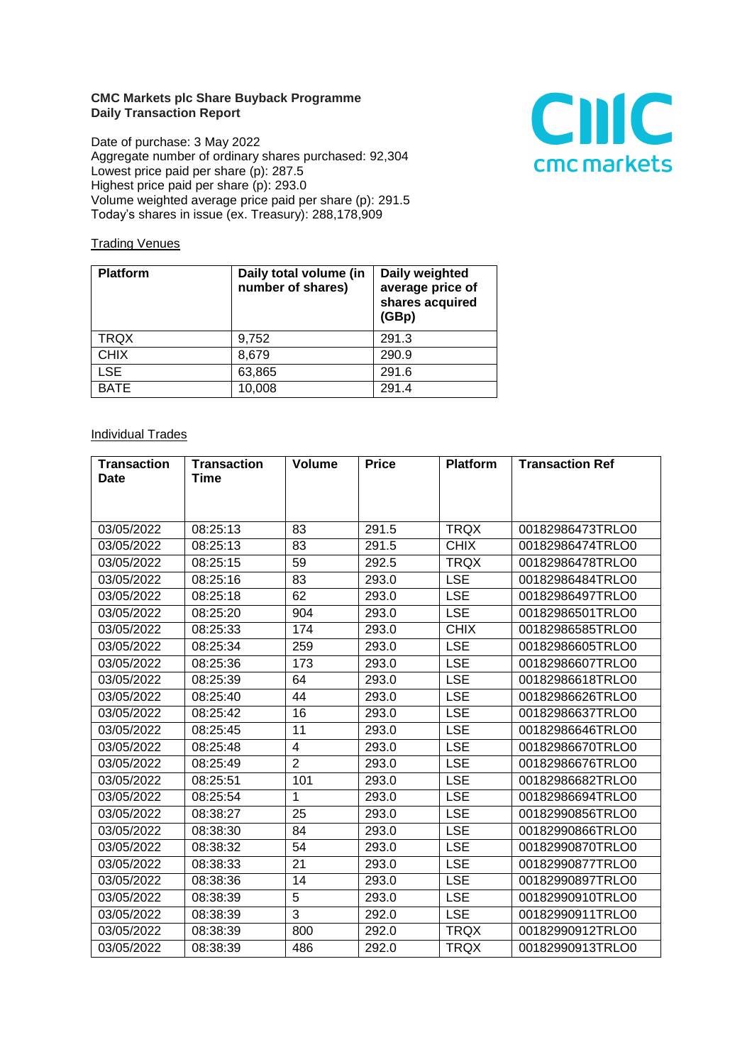**CMC Markets plc Share Buyback Programme**
**Daily Transaction Report**

Date of purchase: 3 May 2022
Aggregate number of ordinary shares purchased: 92,304
Lowest price paid per share (p): 287.5
Highest price paid per share (p): 293.0
Volume weighted average price paid per share (p): 291.5
Today's shares in issue (ex. Treasury): 288,178,909

Trading Venues

| Platform | Daily total volume (in number of shares) | Daily weighted average price of shares acquired (GBp) |
|---|---|---|
| TRQX | 9,752 | 291.3 |
| CHIX | 8,679 | 290.9 |
| LSE | 63,865 | 291.6 |
| BATE | 10,008 | 291.4 |

Individual Trades

| Transaction Date | Transaction Time | Volume | Price | Platform | Transaction Ref |
|---|---|---|---|---|---|
| 03/05/2022 | 08:25:13 | 83 | 291.5 | TRQX | 00182986473TRLO0 |
| 03/05/2022 | 08:25:13 | 83 | 291.5 | CHIX | 00182986474TRLO0 |
| 03/05/2022 | 08:25:15 | 59 | 292.5 | TRQX | 00182986478TRLO0 |
| 03/05/2022 | 08:25:16 | 83 | 293.0 | LSE | 00182986484TRLO0 |
| 03/05/2022 | 08:25:18 | 62 | 293.0 | LSE | 00182986497TRLO0 |
| 03/05/2022 | 08:25:20 | 904 | 293.0 | LSE | 00182986501TRLO0 |
| 03/05/2022 | 08:25:33 | 174 | 293.0 | CHIX | 00182986585TRLO0 |
| 03/05/2022 | 08:25:34 | 259 | 293.0 | LSE | 00182986605TRLO0 |
| 03/05/2022 | 08:25:36 | 173 | 293.0 | LSE | 00182986607TRLO0 |
| 03/05/2022 | 08:25:39 | 64 | 293.0 | LSE | 00182986618TRLO0 |
| 03/05/2022 | 08:25:40 | 44 | 293.0 | LSE | 00182986626TRLO0 |
| 03/05/2022 | 08:25:42 | 16 | 293.0 | LSE | 00182986637TRLO0 |
| 03/05/2022 | 08:25:45 | 11 | 293.0 | LSE | 00182986646TRLO0 |
| 03/05/2022 | 08:25:48 | 4 | 293.0 | LSE | 00182986670TRLO0 |
| 03/05/2022 | 08:25:49 | 2 | 293.0 | LSE | 00182986676TRLO0 |
| 03/05/2022 | 08:25:51 | 101 | 293.0 | LSE | 00182986682TRLO0 |
| 03/05/2022 | 08:25:54 | 1 | 293.0 | LSE | 00182986694TRLO0 |
| 03/05/2022 | 08:38:27 | 25 | 293.0 | LSE | 00182990856TRLO0 |
| 03/05/2022 | 08:38:30 | 84 | 293.0 | LSE | 00182990866TRLO0 |
| 03/05/2022 | 08:38:32 | 54 | 293.0 | LSE | 00182990870TRLO0 |
| 03/05/2022 | 08:38:33 | 21 | 293.0 | LSE | 00182990877TRLO0 |
| 03/05/2022 | 08:38:36 | 14 | 293.0 | LSE | 00182990897TRLO0 |
| 03/05/2022 | 08:38:39 | 5 | 293.0 | LSE | 00182990910TRLO0 |
| 03/05/2022 | 08:38:39 | 3 | 292.0 | LSE | 00182990911TRLO0 |
| 03/05/2022 | 08:38:39 | 800 | 292.0 | TRQX | 00182990912TRLO0 |
| 03/05/2022 | 08:38:39 | 486 | 292.0 | TRQX | 00182990913TRLO0 |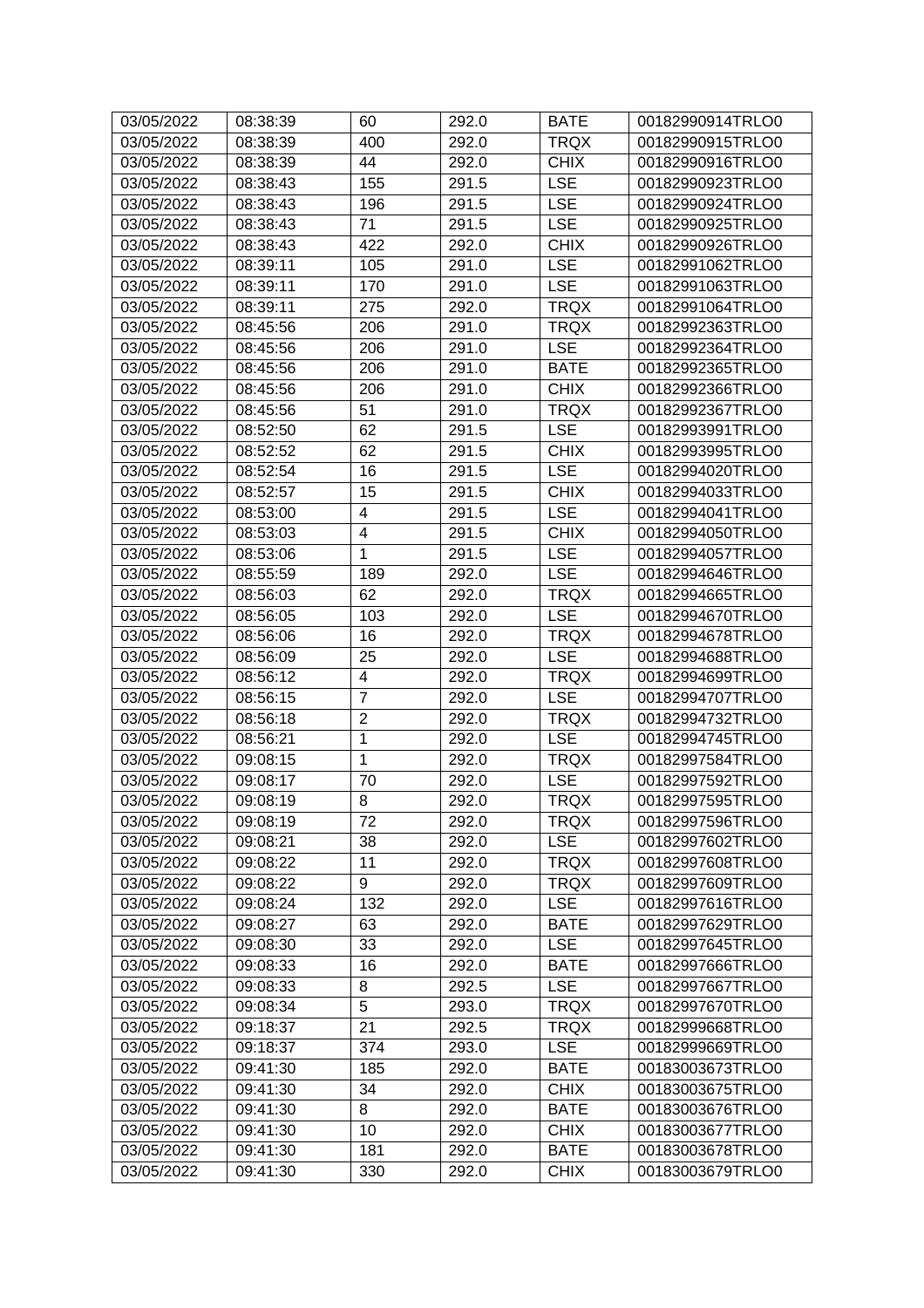| 03/05/2022 | 08:38:39 | 60 | 292.0 | BATE | 00182990914TRLO0 |
|---|---|---|---|---|---|
| 03/05/2022 | 08:38:39 | 400 | 292.0 | TRQX | 00182990915TRLO0 |
| 03/05/2022 | 08:38:39 | 44 | 292.0 | CHIX | 00182990916TRLO0 |
| 03/05/2022 | 08:38:43 | 155 | 291.5 | LSE | 00182990923TRLO0 |
| 03/05/2022 | 08:38:43 | 196 | 291.5 | LSE | 00182990924TRLO0 |
| 03/05/2022 | 08:38:43 | 71 | 291.5 | LSE | 00182990925TRLO0 |
| 03/05/2022 | 08:38:43 | 422 | 292.0 | CHIX | 00182990926TRLO0 |
| 03/05/2022 | 08:39:11 | 105 | 291.0 | LSE | 00182991062TRLO0 |
| 03/05/2022 | 08:39:11 | 170 | 291.0 | LSE | 00182991063TRLO0 |
| 03/05/2022 | 08:39:11 | 275 | 292.0 | TRQX | 00182991064TRLO0 |
| 03/05/2022 | 08:45:56 | 206 | 291.0 | TRQX | 00182992363TRLO0 |
| 03/05/2022 | 08:45:56 | 206 | 291.0 | LSE | 00182992364TRLO0 |
| 03/05/2022 | 08:45:56 | 206 | 291.0 | BATE | 00182992365TRLO0 |
| 03/05/2022 | 08:45:56 | 206 | 291.0 | CHIX | 00182992366TRLO0 |
| 03/05/2022 | 08:45:56 | 51 | 291.0 | TRQX | 00182992367TRLO0 |
| 03/05/2022 | 08:52:50 | 62 | 291.5 | LSE | 00182993991TRLO0 |
| 03/05/2022 | 08:52:52 | 62 | 291.5 | CHIX | 00182993995TRLO0 |
| 03/05/2022 | 08:52:54 | 16 | 291.5 | LSE | 00182994020TRLO0 |
| 03/05/2022 | 08:52:57 | 15 | 291.5 | CHIX | 00182994033TRLO0 |
| 03/05/2022 | 08:53:00 | 4 | 291.5 | LSE | 00182994041TRLO0 |
| 03/05/2022 | 08:53:03 | 4 | 291.5 | CHIX | 00182994050TRLO0 |
| 03/05/2022 | 08:53:06 | 1 | 291.5 | LSE | 00182994057TRLO0 |
| 03/05/2022 | 08:55:59 | 189 | 292.0 | LSE | 00182994646TRLO0 |
| 03/05/2022 | 08:56:03 | 62 | 292.0 | TRQX | 00182994665TRLO0 |
| 03/05/2022 | 08:56:05 | 103 | 292.0 | LSE | 00182994670TRLO0 |
| 03/05/2022 | 08:56:06 | 16 | 292.0 | TRQX | 00182994678TRLO0 |
| 03/05/2022 | 08:56:09 | 25 | 292.0 | LSE | 00182994688TRLO0 |
| 03/05/2022 | 08:56:12 | 4 | 292.0 | TRQX | 00182994699TRLO0 |
| 03/05/2022 | 08:56:15 | 7 | 292.0 | LSE | 00182994707TRLO0 |
| 03/05/2022 | 08:56:18 | 2 | 292.0 | TRQX | 00182994732TRLO0 |
| 03/05/2022 | 08:56:21 | 1 | 292.0 | LSE | 00182994745TRLO0 |
| 03/05/2022 | 09:08:15 | 1 | 292.0 | TRQX | 00182997584TRLO0 |
| 03/05/2022 | 09:08:17 | 70 | 292.0 | LSE | 00182997592TRLO0 |
| 03/05/2022 | 09:08:19 | 8 | 292.0 | TRQX | 00182997595TRLO0 |
| 03/05/2022 | 09:08:19 | 72 | 292.0 | TRQX | 00182997596TRLO0 |
| 03/05/2022 | 09:08:21 | 38 | 292.0 | LSE | 00182997602TRLO0 |
| 03/05/2022 | 09:08:22 | 11 | 292.0 | TRQX | 00182997608TRLO0 |
| 03/05/2022 | 09:08:22 | 9 | 292.0 | TRQX | 00182997609TRLO0 |
| 03/05/2022 | 09:08:24 | 132 | 292.0 | LSE | 00182997616TRLO0 |
| 03/05/2022 | 09:08:27 | 63 | 292.0 | BATE | 00182997629TRLO0 |
| 03/05/2022 | 09:08:30 | 33 | 292.0 | LSE | 00182997645TRLO0 |
| 03/05/2022 | 09:08:33 | 16 | 292.0 | BATE | 00182997666TRLO0 |
| 03/05/2022 | 09:08:33 | 8 | 292.5 | LSE | 00182997667TRLO0 |
| 03/05/2022 | 09:08:34 | 5 | 293.0 | TRQX | 00182997670TRLO0 |
| 03/05/2022 | 09:18:37 | 21 | 292.5 | TRQX | 00182999668TRLO0 |
| 03/05/2022 | 09:18:37 | 374 | 293.0 | LSE | 00182999669TRLO0 |
| 03/05/2022 | 09:41:30 | 185 | 292.0 | BATE | 00183003673TRLO0 |
| 03/05/2022 | 09:41:30 | 34 | 292.0 | CHIX | 00183003675TRLO0 |
| 03/05/2022 | 09:41:30 | 8 | 292.0 | BATE | 00183003676TRLO0 |
| 03/05/2022 | 09:41:30 | 10 | 292.0 | CHIX | 00183003677TRLO0 |
| 03/05/2022 | 09:41:30 | 181 | 292.0 | BATE | 00183003678TRLO0 |
| 03/05/2022 | 09:41:30 | 330 | 292.0 | CHIX | 00183003679TRLO0 |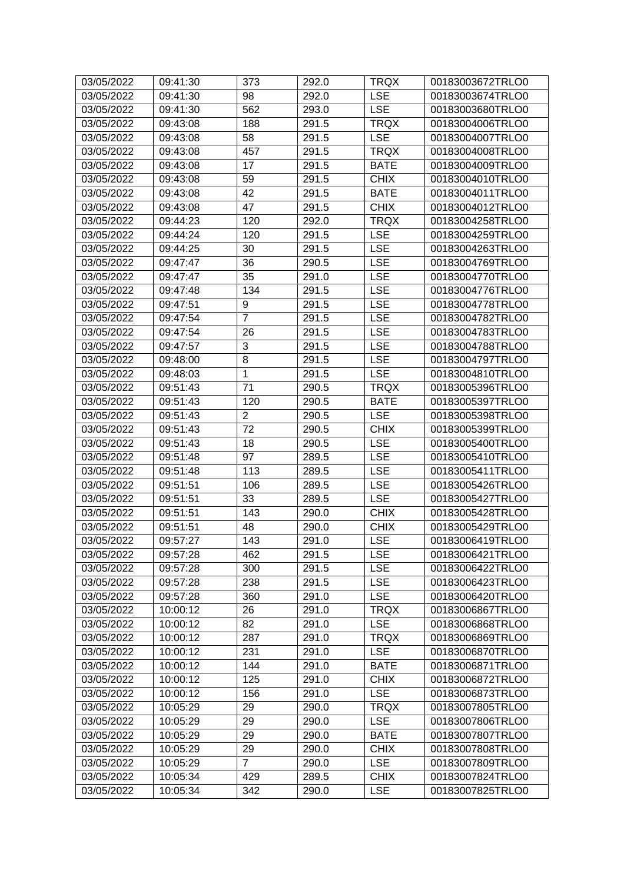| 03/05/2022 | 09:41:30 | 373 | 292.0 | TRQX | 00183003672TRLO0 |
|---|---|---|---|---|---|
| 03/05/2022 | 09:41:30 | 98 | 292.0 | LSE | 00183003674TRLO0 |
| 03/05/2022 | 09:41:30 | 562 | 293.0 | LSE | 00183003680TRLO0 |
| 03/05/2022 | 09:43:08 | 188 | 291.5 | TRQX | 00183004006TRLO0 |
| 03/05/2022 | 09:43:08 | 58 | 291.5 | LSE | 00183004007TRLO0 |
| 03/05/2022 | 09:43:08 | 457 | 291.5 | TRQX | 00183004008TRLO0 |
| 03/05/2022 | 09:43:08 | 17 | 291.5 | BATE | 00183004009TRLO0 |
| 03/05/2022 | 09:43:08 | 59 | 291.5 | CHIX | 00183004010TRLO0 |
| 03/05/2022 | 09:43:08 | 42 | 291.5 | BATE | 00183004011TRLO0 |
| 03/05/2022 | 09:43:08 | 47 | 291.5 | CHIX | 00183004012TRLO0 |
| 03/05/2022 | 09:44:23 | 120 | 292.0 | TRQX | 00183004258TRLO0 |
| 03/05/2022 | 09:44:24 | 120 | 291.5 | LSE | 00183004259TRLO0 |
| 03/05/2022 | 09:44:25 | 30 | 291.5 | LSE | 00183004263TRLO0 |
| 03/05/2022 | 09:47:47 | 36 | 290.5 | LSE | 00183004769TRLO0 |
| 03/05/2022 | 09:47:47 | 35 | 291.0 | LSE | 00183004770TRLO0 |
| 03/05/2022 | 09:47:48 | 134 | 291.5 | LSE | 00183004776TRLO0 |
| 03/05/2022 | 09:47:51 | 9 | 291.5 | LSE | 00183004778TRLO0 |
| 03/05/2022 | 09:47:54 | 7 | 291.5 | LSE | 00183004782TRLO0 |
| 03/05/2022 | 09:47:54 | 26 | 291.5 | LSE | 00183004783TRLO0 |
| 03/05/2022 | 09:47:57 | 3 | 291.5 | LSE | 00183004788TRLO0 |
| 03/05/2022 | 09:48:00 | 8 | 291.5 | LSE | 00183004797TRLO0 |
| 03/05/2022 | 09:48:03 | 1 | 291.5 | LSE | 00183004810TRLO0 |
| 03/05/2022 | 09:51:43 | 71 | 290.5 | TRQX | 00183005396TRLO0 |
| 03/05/2022 | 09:51:43 | 120 | 290.5 | BATE | 00183005397TRLO0 |
| 03/05/2022 | 09:51:43 | 2 | 290.5 | LSE | 00183005398TRLO0 |
| 03/05/2022 | 09:51:43 | 72 | 290.5 | CHIX | 00183005399TRLO0 |
| 03/05/2022 | 09:51:43 | 18 | 290.5 | LSE | 00183005400TRLO0 |
| 03/05/2022 | 09:51:48 | 97 | 289.5 | LSE | 00183005410TRLO0 |
| 03/05/2022 | 09:51:48 | 113 | 289.5 | LSE | 00183005411TRLO0 |
| 03/05/2022 | 09:51:51 | 106 | 289.5 | LSE | 00183005426TRLO0 |
| 03/05/2022 | 09:51:51 | 33 | 289.5 | LSE | 00183005427TRLO0 |
| 03/05/2022 | 09:51:51 | 143 | 290.0 | CHIX | 00183005428TRLO0 |
| 03/05/2022 | 09:51:51 | 48 | 290.0 | CHIX | 00183005429TRLO0 |
| 03/05/2022 | 09:57:27 | 143 | 291.0 | LSE | 00183006419TRLO0 |
| 03/05/2022 | 09:57:28 | 462 | 291.5 | LSE | 00183006421TRLO0 |
| 03/05/2022 | 09:57:28 | 300 | 291.5 | LSE | 00183006422TRLO0 |
| 03/05/2022 | 09:57:28 | 238 | 291.5 | LSE | 00183006423TRLO0 |
| 03/05/2022 | 09:57:28 | 360 | 291.0 | LSE | 00183006420TRLO0 |
| 03/05/2022 | 10:00:12 | 26 | 291.0 | TRQX | 00183006867TRLO0 |
| 03/05/2022 | 10:00:12 | 82 | 291.0 | LSE | 00183006868TRLO0 |
| 03/05/2022 | 10:00:12 | 287 | 291.0 | TRQX | 00183006869TRLO0 |
| 03/05/2022 | 10:00:12 | 231 | 291.0 | LSE | 00183006870TRLO0 |
| 03/05/2022 | 10:00:12 | 144 | 291.0 | BATE | 00183006871TRLO0 |
| 03/05/2022 | 10:00:12 | 125 | 291.0 | CHIX | 00183006872TRLO0 |
| 03/05/2022 | 10:00:12 | 156 | 291.0 | LSE | 00183006873TRLO0 |
| 03/05/2022 | 10:05:29 | 29 | 290.0 | TRQX | 00183007805TRLO0 |
| 03/05/2022 | 10:05:29 | 29 | 290.0 | LSE | 00183007806TRLO0 |
| 03/05/2022 | 10:05:29 | 29 | 290.0 | BATE | 00183007807TRLO0 |
| 03/05/2022 | 10:05:29 | 29 | 290.0 | CHIX | 00183007808TRLO0 |
| 03/05/2022 | 10:05:29 | 7 | 290.0 | LSE | 00183007809TRLO0 |
| 03/05/2022 | 10:05:34 | 429 | 289.5 | CHIX | 00183007824TRLO0 |
| 03/05/2022 | 10:05:34 | 342 | 290.0 | LSE | 00183007825TRLO0 |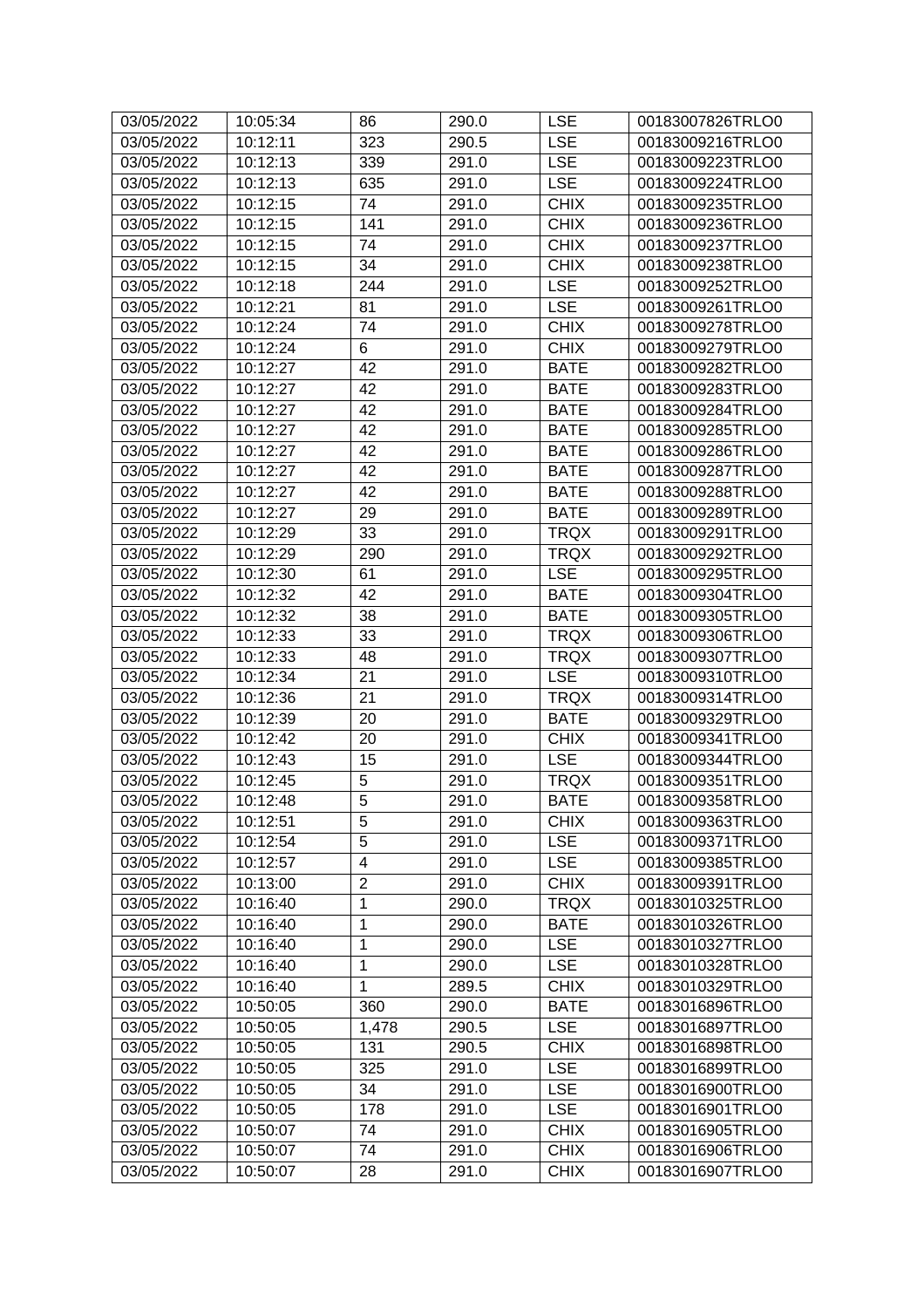| 03/05/2022 | 10:05:34 | 86 | 290.0 | LSE | 00183007826TRLO0 |
|---|---|---|---|---|---|
| 03/05/2022 | 10:12:11 | 323 | 290.5 | LSE | 00183009216TRLO0 |
| 03/05/2022 | 10:12:13 | 339 | 291.0 | LSE | 00183009223TRLO0 |
| 03/05/2022 | 10:12:13 | 635 | 291.0 | LSE | 00183009224TRLO0 |
| 03/05/2022 | 10:12:15 | 74 | 291.0 | CHIX | 00183009235TRLO0 |
| 03/05/2022 | 10:12:15 | 141 | 291.0 | CHIX | 00183009236TRLO0 |
| 03/05/2022 | 10:12:15 | 74 | 291.0 | CHIX | 00183009237TRLO0 |
| 03/05/2022 | 10:12:15 | 34 | 291.0 | CHIX | 00183009238TRLO0 |
| 03/05/2022 | 10:12:18 | 244 | 291.0 | LSE | 00183009252TRLO0 |
| 03/05/2022 | 10:12:21 | 81 | 291.0 | LSE | 00183009261TRLO0 |
| 03/05/2022 | 10:12:24 | 74 | 291.0 | CHIX | 00183009278TRLO0 |
| 03/05/2022 | 10:12:24 | 6 | 291.0 | CHIX | 00183009279TRLO0 |
| 03/05/2022 | 10:12:27 | 42 | 291.0 | BATE | 00183009282TRLO0 |
| 03/05/2022 | 10:12:27 | 42 | 291.0 | BATE | 00183009283TRLO0 |
| 03/05/2022 | 10:12:27 | 42 | 291.0 | BATE | 00183009284TRLO0 |
| 03/05/2022 | 10:12:27 | 42 | 291.0 | BATE | 00183009285TRLO0 |
| 03/05/2022 | 10:12:27 | 42 | 291.0 | BATE | 00183009286TRLO0 |
| 03/05/2022 | 10:12:27 | 42 | 291.0 | BATE | 00183009287TRLO0 |
| 03/05/2022 | 10:12:27 | 42 | 291.0 | BATE | 00183009288TRLO0 |
| 03/05/2022 | 10:12:27 | 29 | 291.0 | BATE | 00183009289TRLO0 |
| 03/05/2022 | 10:12:29 | 33 | 291.0 | TRQX | 00183009291TRLO0 |
| 03/05/2022 | 10:12:29 | 290 | 291.0 | TRQX | 00183009292TRLO0 |
| 03/05/2022 | 10:12:30 | 61 | 291.0 | LSE | 00183009295TRLO0 |
| 03/05/2022 | 10:12:32 | 42 | 291.0 | BATE | 00183009304TRLO0 |
| 03/05/2022 | 10:12:32 | 38 | 291.0 | BATE | 00183009305TRLO0 |
| 03/05/2022 | 10:12:33 | 33 | 291.0 | TRQX | 00183009306TRLO0 |
| 03/05/2022 | 10:12:33 | 48 | 291.0 | TRQX | 00183009307TRLO0 |
| 03/05/2022 | 10:12:34 | 21 | 291.0 | LSE | 00183009310TRLO0 |
| 03/05/2022 | 10:12:36 | 21 | 291.0 | TRQX | 00183009314TRLO0 |
| 03/05/2022 | 10:12:39 | 20 | 291.0 | BATE | 00183009329TRLO0 |
| 03/05/2022 | 10:12:42 | 20 | 291.0 | CHIX | 00183009341TRLO0 |
| 03/05/2022 | 10:12:43 | 15 | 291.0 | LSE | 00183009344TRLO0 |
| 03/05/2022 | 10:12:45 | 5 | 291.0 | TRQX | 00183009351TRLO0 |
| 03/05/2022 | 10:12:48 | 5 | 291.0 | BATE | 00183009358TRLO0 |
| 03/05/2022 | 10:12:51 | 5 | 291.0 | CHIX | 00183009363TRLO0 |
| 03/05/2022 | 10:12:54 | 5 | 291.0 | LSE | 00183009371TRLO0 |
| 03/05/2022 | 10:12:57 | 4 | 291.0 | LSE | 00183009385TRLO0 |
| 03/05/2022 | 10:13:00 | 2 | 291.0 | CHIX | 00183009391TRLO0 |
| 03/05/2022 | 10:16:40 | 1 | 290.0 | TRQX | 00183010325TRLO0 |
| 03/05/2022 | 10:16:40 | 1 | 290.0 | BATE | 00183010326TRLO0 |
| 03/05/2022 | 10:16:40 | 1 | 290.0 | LSE | 00183010327TRLO0 |
| 03/05/2022 | 10:16:40 | 1 | 290.0 | LSE | 00183010328TRLO0 |
| 03/05/2022 | 10:16:40 | 1 | 289.5 | CHIX | 00183010329TRLO0 |
| 03/05/2022 | 10:50:05 | 360 | 290.0 | BATE | 00183016896TRLO0 |
| 03/05/2022 | 10:50:05 | 1,478 | 290.5 | LSE | 00183016897TRLO0 |
| 03/05/2022 | 10:50:05 | 131 | 290.5 | CHIX | 00183016898TRLO0 |
| 03/05/2022 | 10:50:05 | 325 | 291.0 | LSE | 00183016899TRLO0 |
| 03/05/2022 | 10:50:05 | 34 | 291.0 | LSE | 00183016900TRLO0 |
| 03/05/2022 | 10:50:05 | 178 | 291.0 | LSE | 00183016901TRLO0 |
| 03/05/2022 | 10:50:07 | 74 | 291.0 | CHIX | 00183016905TRLO0 |
| 03/05/2022 | 10:50:07 | 74 | 291.0 | CHIX | 00183016906TRLO0 |
| 03/05/2022 | 10:50:07 | 28 | 291.0 | CHIX | 00183016907TRLO0 |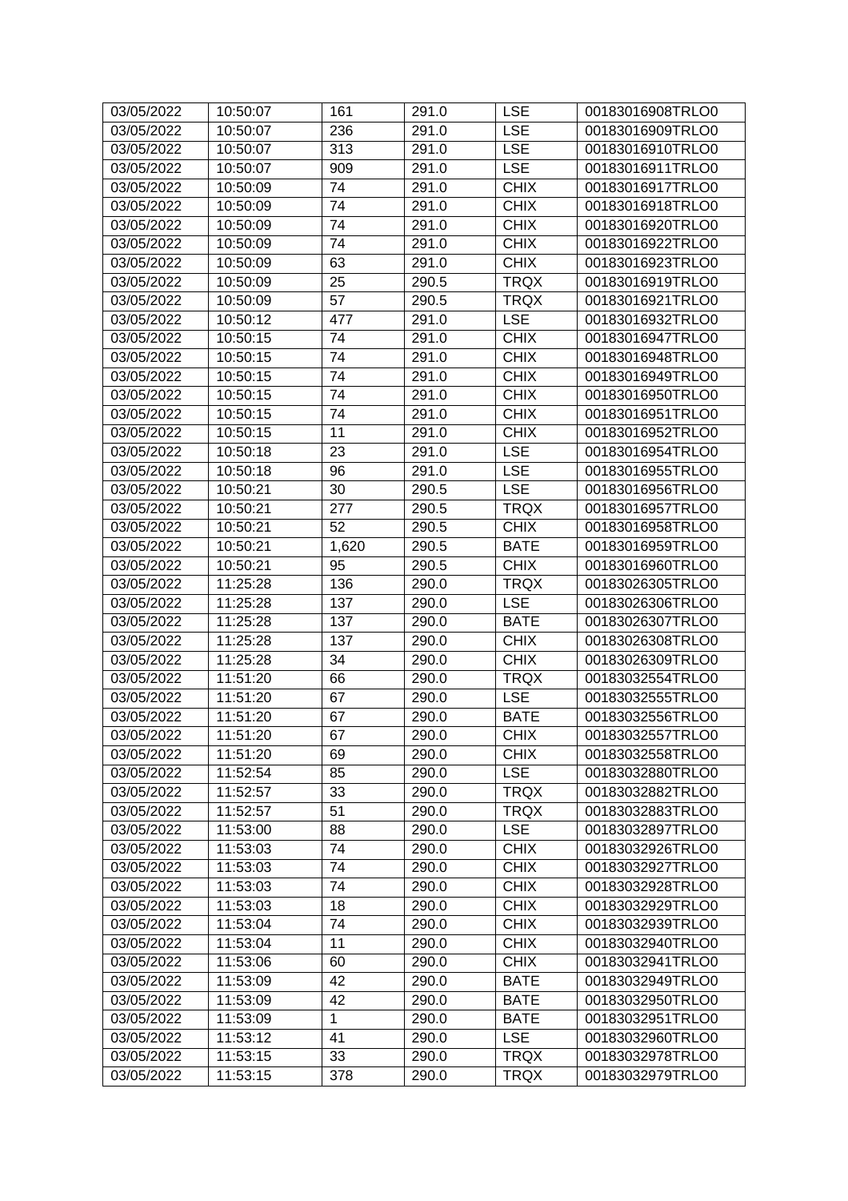| 03/05/2022 | 10:50:07 | 161 | 291.0 | LSE | 00183016908TRLO0 |
|---|---|---|---|---|---|
| 03/05/2022 | 10:50:07 | 236 | 291.0 | LSE | 00183016909TRLO0 |
| 03/05/2022 | 10:50:07 | 313 | 291.0 | LSE | 00183016910TRLO0 |
| 03/05/2022 | 10:50:07 | 909 | 291.0 | LSE | 00183016911TRLO0 |
| 03/05/2022 | 10:50:09 | 74 | 291.0 | CHIX | 00183016917TRLO0 |
| 03/05/2022 | 10:50:09 | 74 | 291.0 | CHIX | 00183016918TRLO0 |
| 03/05/2022 | 10:50:09 | 74 | 291.0 | CHIX | 00183016920TRLO0 |
| 03/05/2022 | 10:50:09 | 74 | 291.0 | CHIX | 00183016922TRLO0 |
| 03/05/2022 | 10:50:09 | 63 | 291.0 | CHIX | 00183016923TRLO0 |
| 03/05/2022 | 10:50:09 | 25 | 290.5 | TRQX | 00183016919TRLO0 |
| 03/05/2022 | 10:50:09 | 57 | 290.5 | TRQX | 00183016921TRLO0 |
| 03/05/2022 | 10:50:12 | 477 | 291.0 | LSE | 00183016932TRLO0 |
| 03/05/2022 | 10:50:15 | 74 | 291.0 | CHIX | 00183016947TRLO0 |
| 03/05/2022 | 10:50:15 | 74 | 291.0 | CHIX | 00183016948TRLO0 |
| 03/05/2022 | 10:50:15 | 74 | 291.0 | CHIX | 00183016949TRLO0 |
| 03/05/2022 | 10:50:15 | 74 | 291.0 | CHIX | 00183016950TRLO0 |
| 03/05/2022 | 10:50:15 | 74 | 291.0 | CHIX | 00183016951TRLO0 |
| 03/05/2022 | 10:50:15 | 11 | 291.0 | CHIX | 00183016952TRLO0 |
| 03/05/2022 | 10:50:18 | 23 | 291.0 | LSE | 00183016954TRLO0 |
| 03/05/2022 | 10:50:18 | 96 | 291.0 | LSE | 00183016955TRLO0 |
| 03/05/2022 | 10:50:21 | 30 | 290.5 | LSE | 00183016956TRLO0 |
| 03/05/2022 | 10:50:21 | 277 | 290.5 | TRQX | 00183016957TRLO0 |
| 03/05/2022 | 10:50:21 | 52 | 290.5 | CHIX | 00183016958TRLO0 |
| 03/05/2022 | 10:50:21 | 1,620 | 290.5 | BATE | 00183016959TRLO0 |
| 03/05/2022 | 10:50:21 | 95 | 290.5 | CHIX | 00183016960TRLO0 |
| 03/05/2022 | 11:25:28 | 136 | 290.0 | TRQX | 00183026305TRLO0 |
| 03/05/2022 | 11:25:28 | 137 | 290.0 | LSE | 00183026306TRLO0 |
| 03/05/2022 | 11:25:28 | 137 | 290.0 | BATE | 00183026307TRLO0 |
| 03/05/2022 | 11:25:28 | 137 | 290.0 | CHIX | 00183026308TRLO0 |
| 03/05/2022 | 11:25:28 | 34 | 290.0 | CHIX | 00183026309TRLO0 |
| 03/05/2022 | 11:51:20 | 66 | 290.0 | TRQX | 00183032554TRLO0 |
| 03/05/2022 | 11:51:20 | 67 | 290.0 | LSE | 00183032555TRLO0 |
| 03/05/2022 | 11:51:20 | 67 | 290.0 | BATE | 00183032556TRLO0 |
| 03/05/2022 | 11:51:20 | 67 | 290.0 | CHIX | 00183032557TRLO0 |
| 03/05/2022 | 11:51:20 | 69 | 290.0 | CHIX | 00183032558TRLO0 |
| 03/05/2022 | 11:52:54 | 85 | 290.0 | LSE | 00183032880TRLO0 |
| 03/05/2022 | 11:52:57 | 33 | 290.0 | TRQX | 00183032882TRLO0 |
| 03/05/2022 | 11:52:57 | 51 | 290.0 | TRQX | 00183032883TRLO0 |
| 03/05/2022 | 11:53:00 | 88 | 290.0 | LSE | 00183032897TRLO0 |
| 03/05/2022 | 11:53:03 | 74 | 290.0 | CHIX | 00183032926TRLO0 |
| 03/05/2022 | 11:53:03 | 74 | 290.0 | CHIX | 00183032927TRLO0 |
| 03/05/2022 | 11:53:03 | 74 | 290.0 | CHIX | 00183032928TRLO0 |
| 03/05/2022 | 11:53:03 | 18 | 290.0 | CHIX | 00183032929TRLO0 |
| 03/05/2022 | 11:53:04 | 74 | 290.0 | CHIX | 00183032939TRLO0 |
| 03/05/2022 | 11:53:04 | 11 | 290.0 | CHIX | 00183032940TRLO0 |
| 03/05/2022 | 11:53:06 | 60 | 290.0 | CHIX | 00183032941TRLO0 |
| 03/05/2022 | 11:53:09 | 42 | 290.0 | BATE | 00183032949TRLO0 |
| 03/05/2022 | 11:53:09 | 42 | 290.0 | BATE | 00183032950TRLO0 |
| 03/05/2022 | 11:53:09 | 1 | 290.0 | BATE | 00183032951TRLO0 |
| 03/05/2022 | 11:53:12 | 41 | 290.0 | LSE | 00183032960TRLO0 |
| 03/05/2022 | 11:53:15 | 33 | 290.0 | TRQX | 00183032978TRLO0 |
| 03/05/2022 | 11:53:15 | 378 | 290.0 | TRQX | 00183032979TRLO0 |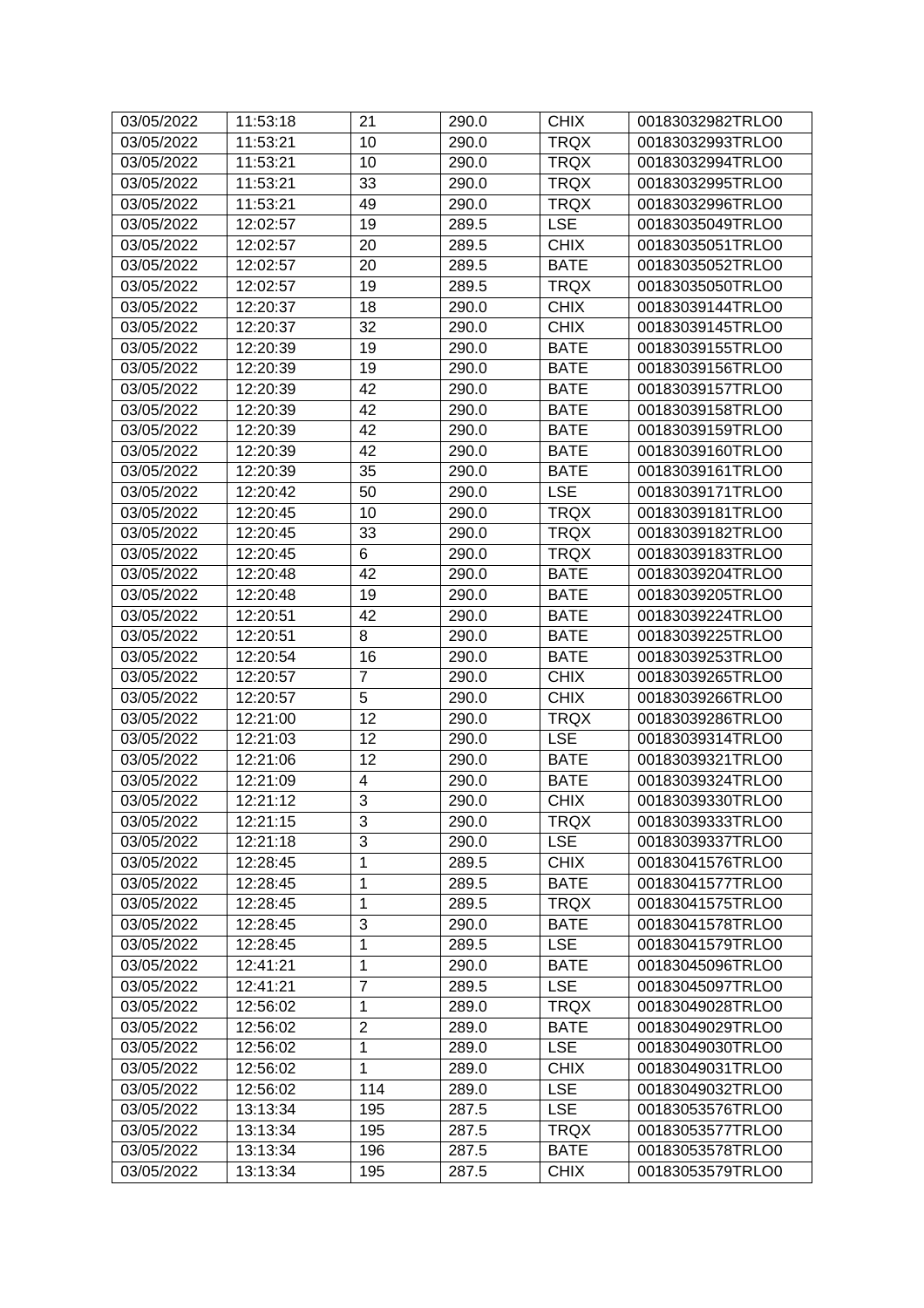| 03/05/2022 | 11:53:18 | 21 | 290.0 | CHIX | 00183032982TRLO0 |
|---|---|---|---|---|---|
| 03/05/2022 | 11:53:21 | 10 | 290.0 | TRQX | 00183032993TRLO0 |
| 03/05/2022 | 11:53:21 | 10 | 290.0 | TRQX | 00183032994TRLO0 |
| 03/05/2022 | 11:53:21 | 33 | 290.0 | TRQX | 00183032995TRLO0 |
| 03/05/2022 | 11:53:21 | 49 | 290.0 | TRQX | 00183032996TRLO0 |
| 03/05/2022 | 12:02:57 | 19 | 289.5 | LSE | 00183035049TRLO0 |
| 03/05/2022 | 12:02:57 | 20 | 289.5 | CHIX | 00183035051TRLO0 |
| 03/05/2022 | 12:02:57 | 20 | 289.5 | BATE | 00183035052TRLO0 |
| 03/05/2022 | 12:02:57 | 19 | 289.5 | TRQX | 00183035050TRLO0 |
| 03/05/2022 | 12:20:37 | 18 | 290.0 | CHIX | 00183039144TRLO0 |
| 03/05/2022 | 12:20:37 | 32 | 290.0 | CHIX | 00183039145TRLO0 |
| 03/05/2022 | 12:20:39 | 19 | 290.0 | BATE | 00183039155TRLO0 |
| 03/05/2022 | 12:20:39 | 19 | 290.0 | BATE | 00183039156TRLO0 |
| 03/05/2022 | 12:20:39 | 42 | 290.0 | BATE | 00183039157TRLO0 |
| 03/05/2022 | 12:20:39 | 42 | 290.0 | BATE | 00183039158TRLO0 |
| 03/05/2022 | 12:20:39 | 42 | 290.0 | BATE | 00183039159TRLO0 |
| 03/05/2022 | 12:20:39 | 42 | 290.0 | BATE | 00183039160TRLO0 |
| 03/05/2022 | 12:20:39 | 35 | 290.0 | BATE | 00183039161TRLO0 |
| 03/05/2022 | 12:20:42 | 50 | 290.0 | LSE | 00183039171TRLO0 |
| 03/05/2022 | 12:20:45 | 10 | 290.0 | TRQX | 00183039181TRLO0 |
| 03/05/2022 | 12:20:45 | 33 | 290.0 | TRQX | 00183039182TRLO0 |
| 03/05/2022 | 12:20:45 | 6 | 290.0 | TRQX | 00183039183TRLO0 |
| 03/05/2022 | 12:20:48 | 42 | 290.0 | BATE | 00183039204TRLO0 |
| 03/05/2022 | 12:20:48 | 19 | 290.0 | BATE | 00183039205TRLO0 |
| 03/05/2022 | 12:20:51 | 42 | 290.0 | BATE | 00183039224TRLO0 |
| 03/05/2022 | 12:20:51 | 8 | 290.0 | BATE | 00183039225TRLO0 |
| 03/05/2022 | 12:20:54 | 16 | 290.0 | BATE | 00183039253TRLO0 |
| 03/05/2022 | 12:20:57 | 7 | 290.0 | CHIX | 00183039265TRLO0 |
| 03/05/2022 | 12:20:57 | 5 | 290.0 | CHIX | 00183039266TRLO0 |
| 03/05/2022 | 12:21:00 | 12 | 290.0 | TRQX | 00183039286TRLO0 |
| 03/05/2022 | 12:21:03 | 12 | 290.0 | LSE | 00183039314TRLO0 |
| 03/05/2022 | 12:21:06 | 12 | 290.0 | BATE | 00183039321TRLO0 |
| 03/05/2022 | 12:21:09 | 4 | 290.0 | BATE | 00183039324TRLO0 |
| 03/05/2022 | 12:21:12 | 3 | 290.0 | CHIX | 00183039330TRLO0 |
| 03/05/2022 | 12:21:15 | 3 | 290.0 | TRQX | 00183039333TRLO0 |
| 03/05/2022 | 12:21:18 | 3 | 290.0 | LSE | 00183039337TRLO0 |
| 03/05/2022 | 12:28:45 | 1 | 289.5 | CHIX | 00183041576TRLO0 |
| 03/05/2022 | 12:28:45 | 1 | 289.5 | BATE | 00183041577TRLO0 |
| 03/05/2022 | 12:28:45 | 1 | 289.5 | TRQX | 00183041575TRLO0 |
| 03/05/2022 | 12:28:45 | 3 | 290.0 | BATE | 00183041578TRLO0 |
| 03/05/2022 | 12:28:45 | 1 | 289.5 | LSE | 00183041579TRLO0 |
| 03/05/2022 | 12:41:21 | 1 | 290.0 | BATE | 00183045096TRLO0 |
| 03/05/2022 | 12:41:21 | 7 | 289.5 | LSE | 00183045097TRLO0 |
| 03/05/2022 | 12:56:02 | 1 | 289.0 | TRQX | 00183049028TRLO0 |
| 03/05/2022 | 12:56:02 | 2 | 289.0 | BATE | 00183049029TRLO0 |
| 03/05/2022 | 12:56:02 | 1 | 289.0 | LSE | 00183049030TRLO0 |
| 03/05/2022 | 12:56:02 | 1 | 289.0 | CHIX | 00183049031TRLO0 |
| 03/05/2022 | 12:56:02 | 114 | 289.0 | LSE | 00183049032TRLO0 |
| 03/05/2022 | 13:13:34 | 195 | 287.5 | LSE | 00183053576TRLO0 |
| 03/05/2022 | 13:13:34 | 195 | 287.5 | TRQX | 00183053577TRLO0 |
| 03/05/2022 | 13:13:34 | 196 | 287.5 | BATE | 00183053578TRLO0 |
| 03/05/2022 | 13:13:34 | 195 | 287.5 | CHIX | 00183053579TRLO0 |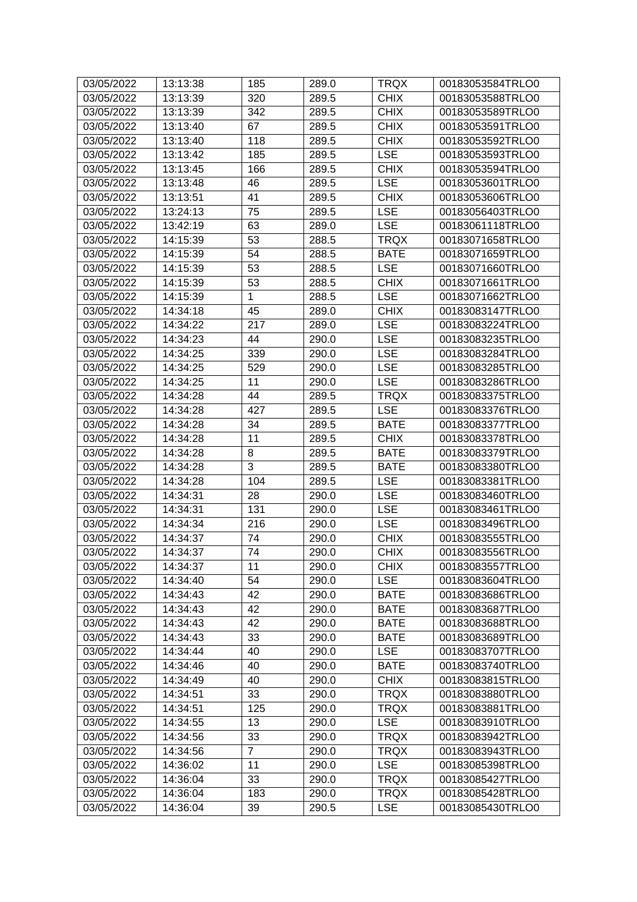| 03/05/2022 | 13:13:38 | 185 | 289.0 | TRQX | 00183053584TRLO0 |
|---|---|---|---|---|---|
| 03/05/2022 | 13:13:39 | 320 | 289.5 | CHIX | 00183053588TRLO0 |
| 03/05/2022 | 13:13:39 | 342 | 289.5 | CHIX | 00183053589TRLO0 |
| 03/05/2022 | 13:13:40 | 67 | 289.5 | CHIX | 00183053591TRLO0 |
| 03/05/2022 | 13:13:40 | 118 | 289.5 | CHIX | 00183053592TRLO0 |
| 03/05/2022 | 13:13:42 | 185 | 289.5 | LSE | 00183053593TRLO0 |
| 03/05/2022 | 13:13:45 | 166 | 289.5 | CHIX | 00183053594TRLO0 |
| 03/05/2022 | 13:13:48 | 46 | 289.5 | LSE | 00183053601TRLO0 |
| 03/05/2022 | 13:13:51 | 41 | 289.5 | CHIX | 00183053606TRLO0 |
| 03/05/2022 | 13:24:13 | 75 | 289.5 | LSE | 00183056403TRLO0 |
| 03/05/2022 | 13:42:19 | 63 | 289.0 | LSE | 00183061118TRLO0 |
| 03/05/2022 | 14:15:39 | 53 | 288.5 | TRQX | 00183071658TRLO0 |
| 03/05/2022 | 14:15:39 | 54 | 288.5 | BATE | 00183071659TRLO0 |
| 03/05/2022 | 14:15:39 | 53 | 288.5 | LSE | 00183071660TRLO0 |
| 03/05/2022 | 14:15:39 | 53 | 288.5 | CHIX | 00183071661TRLO0 |
| 03/05/2022 | 14:15:39 | 1 | 288.5 | LSE | 00183071662TRLO0 |
| 03/05/2022 | 14:34:18 | 45 | 289.0 | CHIX | 00183083147TRLO0 |
| 03/05/2022 | 14:34:22 | 217 | 289.0 | LSE | 00183083224TRLO0 |
| 03/05/2022 | 14:34:23 | 44 | 290.0 | LSE | 00183083235TRLO0 |
| 03/05/2022 | 14:34:25 | 339 | 290.0 | LSE | 00183083284TRLO0 |
| 03/05/2022 | 14:34:25 | 529 | 290.0 | LSE | 00183083285TRLO0 |
| 03/05/2022 | 14:34:25 | 11 | 290.0 | LSE | 00183083286TRLO0 |
| 03/05/2022 | 14:34:28 | 44 | 289.5 | TRQX | 00183083375TRLO0 |
| 03/05/2022 | 14:34:28 | 427 | 289.5 | LSE | 00183083376TRLO0 |
| 03/05/2022 | 14:34:28 | 34 | 289.5 | BATE | 00183083377TRLO0 |
| 03/05/2022 | 14:34:28 | 11 | 289.5 | CHIX | 00183083378TRLO0 |
| 03/05/2022 | 14:34:28 | 8 | 289.5 | BATE | 00183083379TRLO0 |
| 03/05/2022 | 14:34:28 | 3 | 289.5 | BATE | 00183083380TRLO0 |
| 03/05/2022 | 14:34:28 | 104 | 289.5 | LSE | 00183083381TRLO0 |
| 03/05/2022 | 14:34:31 | 28 | 290.0 | LSE | 00183083460TRLO0 |
| 03/05/2022 | 14:34:31 | 131 | 290.0 | LSE | 00183083461TRLO0 |
| 03/05/2022 | 14:34:34 | 216 | 290.0 | LSE | 00183083496TRLO0 |
| 03/05/2022 | 14:34:37 | 74 | 290.0 | CHIX | 00183083555TRLO0 |
| 03/05/2022 | 14:34:37 | 74 | 290.0 | CHIX | 00183083556TRLO0 |
| 03/05/2022 | 14:34:37 | 11 | 290.0 | CHIX | 00183083557TRLO0 |
| 03/05/2022 | 14:34:40 | 54 | 290.0 | LSE | 00183083604TRLO0 |
| 03/05/2022 | 14:34:43 | 42 | 290.0 | BATE | 00183083686TRLO0 |
| 03/05/2022 | 14:34:43 | 42 | 290.0 | BATE | 00183083687TRLO0 |
| 03/05/2022 | 14:34:43 | 42 | 290.0 | BATE | 00183083688TRLO0 |
| 03/05/2022 | 14:34:43 | 33 | 290.0 | BATE | 00183083689TRLO0 |
| 03/05/2022 | 14:34:44 | 40 | 290.0 | LSE | 00183083707TRLO0 |
| 03/05/2022 | 14:34:46 | 40 | 290.0 | BATE | 00183083740TRLO0 |
| 03/05/2022 | 14:34:49 | 40 | 290.0 | CHIX | 00183083815TRLO0 |
| 03/05/2022 | 14:34:51 | 33 | 290.0 | TRQX | 00183083880TRLO0 |
| 03/05/2022 | 14:34:51 | 125 | 290.0 | TRQX | 00183083881TRLO0 |
| 03/05/2022 | 14:34:55 | 13 | 290.0 | LSE | 00183083910TRLO0 |
| 03/05/2022 | 14:34:56 | 33 | 290.0 | TRQX | 00183083942TRLO0 |
| 03/05/2022 | 14:34:56 | 7 | 290.0 | TRQX | 00183083943TRLO0 |
| 03/05/2022 | 14:36:02 | 11 | 290.0 | LSE | 00183085398TRLO0 |
| 03/05/2022 | 14:36:04 | 33 | 290.0 | TRQX | 00183085427TRLO0 |
| 03/05/2022 | 14:36:04 | 183 | 290.0 | TRQX | 00183085428TRLO0 |
| 03/05/2022 | 14:36:04 | 39 | 290.5 | LSE | 00183085430TRLO0 |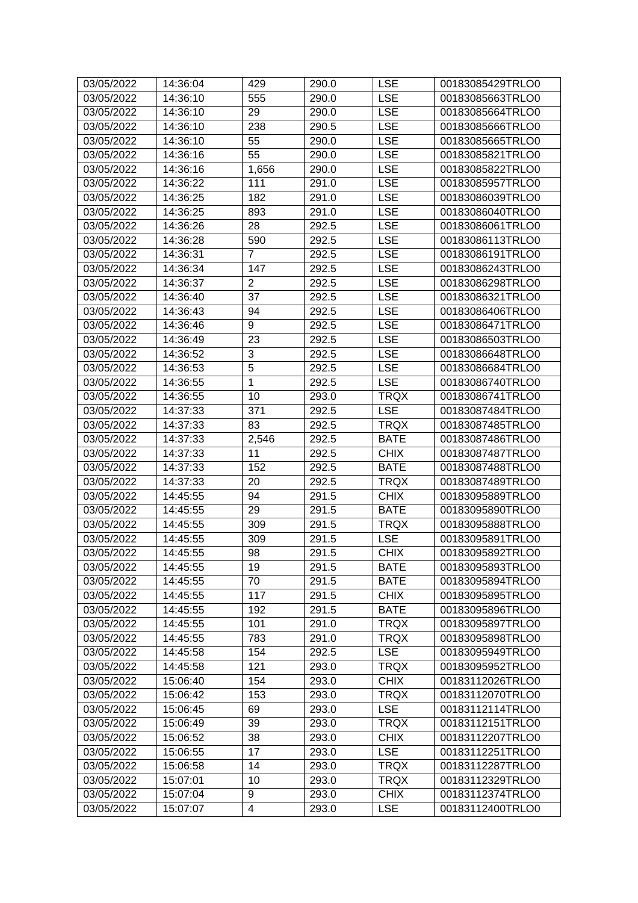| 03/05/2022 | 14:36:04 | 429 | 290.0 | LSE | 00183085429TRLO0 |
|---|---|---|---|---|---|
| 03/05/2022 | 14:36:10 | 555 | 290.0 | LSE | 00183085663TRLO0 |
| 03/05/2022 | 14:36:10 | 29 | 290.0 | LSE | 00183085664TRLO0 |
| 03/05/2022 | 14:36:10 | 238 | 290.5 | LSE | 00183085666TRLO0 |
| 03/05/2022 | 14:36:10 | 55 | 290.0 | LSE | 00183085665TRLO0 |
| 03/05/2022 | 14:36:16 | 55 | 290.0 | LSE | 00183085821TRLO0 |
| 03/05/2022 | 14:36:16 | 1,656 | 290.0 | LSE | 00183085822TRLO0 |
| 03/05/2022 | 14:36:22 | 111 | 291.0 | LSE | 00183085957TRLO0 |
| 03/05/2022 | 14:36:25 | 182 | 291.0 | LSE | 00183086039TRLO0 |
| 03/05/2022 | 14:36:25 | 893 | 291.0 | LSE | 00183086040TRLO0 |
| 03/05/2022 | 14:36:26 | 28 | 292.5 | LSE | 00183086061TRLO0 |
| 03/05/2022 | 14:36:28 | 590 | 292.5 | LSE | 00183086113TRLO0 |
| 03/05/2022 | 14:36:31 | 7 | 292.5 | LSE | 00183086191TRLO0 |
| 03/05/2022 | 14:36:34 | 147 | 292.5 | LSE | 00183086243TRLO0 |
| 03/05/2022 | 14:36:37 | 2 | 292.5 | LSE | 00183086298TRLO0 |
| 03/05/2022 | 14:36:40 | 37 | 292.5 | LSE | 00183086321TRLO0 |
| 03/05/2022 | 14:36:43 | 94 | 292.5 | LSE | 00183086406TRLO0 |
| 03/05/2022 | 14:36:46 | 9 | 292.5 | LSE | 00183086471TRLO0 |
| 03/05/2022 | 14:36:49 | 23 | 292.5 | LSE | 00183086503TRLO0 |
| 03/05/2022 | 14:36:52 | 3 | 292.5 | LSE | 00183086648TRLO0 |
| 03/05/2022 | 14:36:53 | 5 | 292.5 | LSE | 00183086684TRLO0 |
| 03/05/2022 | 14:36:55 | 1 | 292.5 | LSE | 00183086740TRLO0 |
| 03/05/2022 | 14:36:55 | 10 | 293.0 | TRQX | 00183086741TRLO0 |
| 03/05/2022 | 14:37:33 | 371 | 292.5 | LSE | 00183087484TRLO0 |
| 03/05/2022 | 14:37:33 | 83 | 292.5 | TRQX | 00183087485TRLO0 |
| 03/05/2022 | 14:37:33 | 2,546 | 292.5 | BATE | 00183087486TRLO0 |
| 03/05/2022 | 14:37:33 | 11 | 292.5 | CHIX | 00183087487TRLO0 |
| 03/05/2022 | 14:37:33 | 152 | 292.5 | BATE | 00183087488TRLO0 |
| 03/05/2022 | 14:37:33 | 20 | 292.5 | TRQX | 00183087489TRLO0 |
| 03/05/2022 | 14:45:55 | 94 | 291.5 | CHIX | 00183095889TRLO0 |
| 03/05/2022 | 14:45:55 | 29 | 291.5 | BATE | 00183095890TRLO0 |
| 03/05/2022 | 14:45:55 | 309 | 291.5 | TRQX | 00183095888TRLO0 |
| 03/05/2022 | 14:45:55 | 309 | 291.5 | LSE | 00183095891TRLO0 |
| 03/05/2022 | 14:45:55 | 98 | 291.5 | CHIX | 00183095892TRLO0 |
| 03/05/2022 | 14:45:55 | 19 | 291.5 | BATE | 00183095893TRLO0 |
| 03/05/2022 | 14:45:55 | 70 | 291.5 | BATE | 00183095894TRLO0 |
| 03/05/2022 | 14:45:55 | 117 | 291.5 | CHIX | 00183095895TRLO0 |
| 03/05/2022 | 14:45:55 | 192 | 291.5 | BATE | 00183095896TRLO0 |
| 03/05/2022 | 14:45:55 | 101 | 291.0 | TRQX | 00183095897TRLO0 |
| 03/05/2022 | 14:45:55 | 783 | 291.0 | TRQX | 00183095898TRLO0 |
| 03/05/2022 | 14:45:58 | 154 | 292.5 | LSE | 00183095949TRLO0 |
| 03/05/2022 | 14:45:58 | 121 | 293.0 | TRQX | 00183095952TRLO0 |
| 03/05/2022 | 15:06:40 | 154 | 293.0 | CHIX | 00183112026TRLO0 |
| 03/05/2022 | 15:06:42 | 153 | 293.0 | TRQX | 00183112070TRLO0 |
| 03/05/2022 | 15:06:45 | 69 | 293.0 | LSE | 00183112114TRLO0 |
| 03/05/2022 | 15:06:49 | 39 | 293.0 | TRQX | 00183112151TRLO0 |
| 03/05/2022 | 15:06:52 | 38 | 293.0 | CHIX | 00183112207TRLO0 |
| 03/05/2022 | 15:06:55 | 17 | 293.0 | LSE | 00183112251TRLO0 |
| 03/05/2022 | 15:06:58 | 14 | 293.0 | TRQX | 00183112287TRLO0 |
| 03/05/2022 | 15:07:01 | 10 | 293.0 | TRQX | 00183112329TRLO0 |
| 03/05/2022 | 15:07:04 | 9 | 293.0 | CHIX | 00183112374TRLO0 |
| 03/05/2022 | 15:07:07 | 4 | 293.0 | LSE | 00183112400TRLO0 |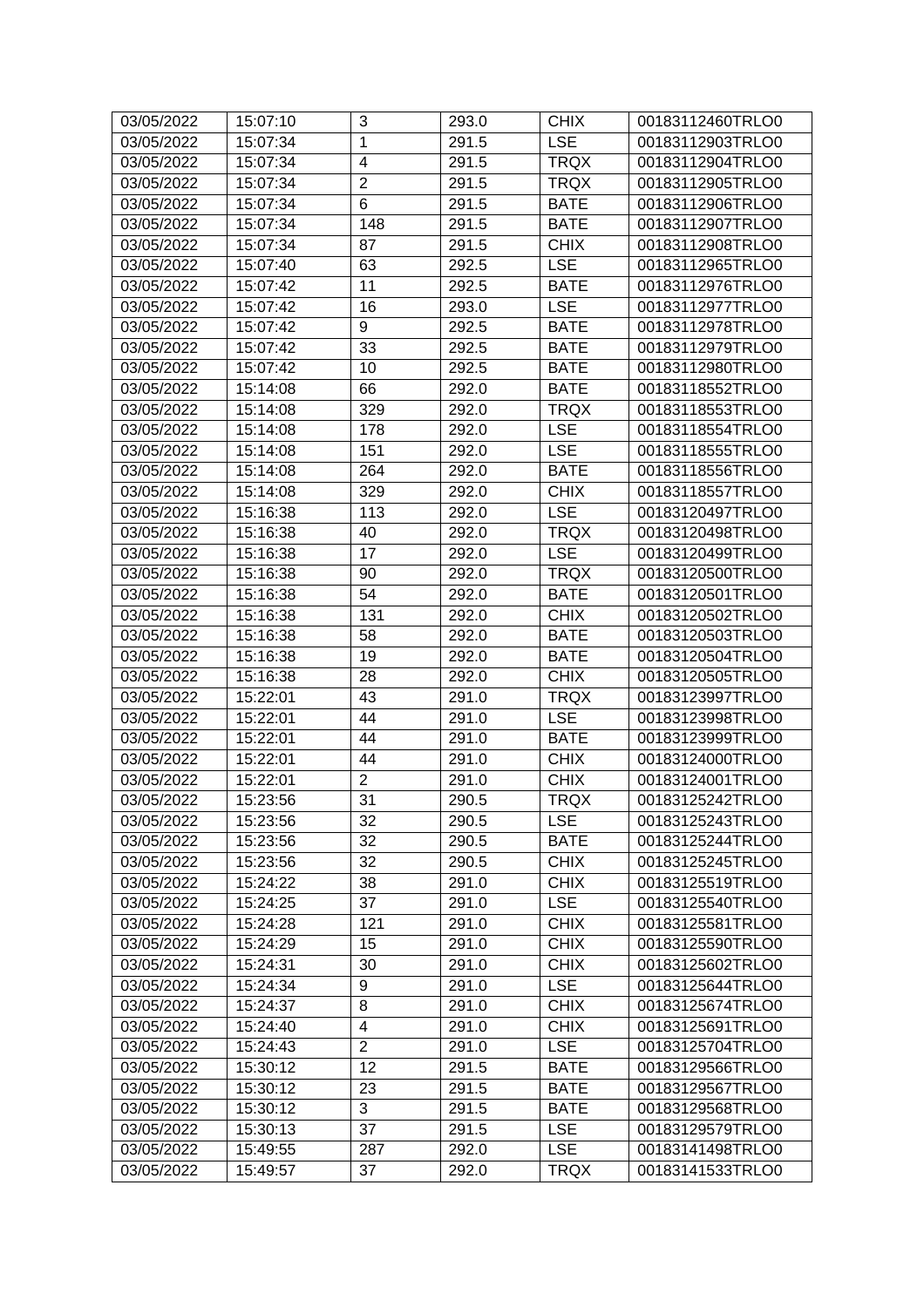| 03/05/2022 | 15:07:10 | 3 | 293.0 | CHIX | 00183112460TRLO0 |
|---|---|---|---|---|---|
| 03/05/2022 | 15:07:34 | 1 | 291.5 | LSE | 00183112903TRLO0 |
| 03/05/2022 | 15:07:34 | 4 | 291.5 | TRQX | 00183112904TRLO0 |
| 03/05/2022 | 15:07:34 | 2 | 291.5 | TRQX | 00183112905TRLO0 |
| 03/05/2022 | 15:07:34 | 6 | 291.5 | BATE | 00183112906TRLO0 |
| 03/05/2022 | 15:07:34 | 148 | 291.5 | BATE | 00183112907TRLO0 |
| 03/05/2022 | 15:07:34 | 87 | 291.5 | CHIX | 00183112908TRLO0 |
| 03/05/2022 | 15:07:40 | 63 | 292.5 | LSE | 00183112965TRLO0 |
| 03/05/2022 | 15:07:42 | 11 | 292.5 | BATE | 00183112976TRLO0 |
| 03/05/2022 | 15:07:42 | 16 | 293.0 | LSE | 00183112977TRLO0 |
| 03/05/2022 | 15:07:42 | 9 | 292.5 | BATE | 00183112978TRLO0 |
| 03/05/2022 | 15:07:42 | 33 | 292.5 | BATE | 00183112979TRLO0 |
| 03/05/2022 | 15:07:42 | 10 | 292.5 | BATE | 00183112980TRLO0 |
| 03/05/2022 | 15:14:08 | 66 | 292.0 | BATE | 00183118552TRLO0 |
| 03/05/2022 | 15:14:08 | 329 | 292.0 | TRQX | 00183118553TRLO0 |
| 03/05/2022 | 15:14:08 | 178 | 292.0 | LSE | 00183118554TRLO0 |
| 03/05/2022 | 15:14:08 | 151 | 292.0 | LSE | 00183118555TRLO0 |
| 03/05/2022 | 15:14:08 | 264 | 292.0 | BATE | 00183118556TRLO0 |
| 03/05/2022 | 15:14:08 | 329 | 292.0 | CHIX | 00183118557TRLO0 |
| 03/05/2022 | 15:16:38 | 113 | 292.0 | LSE | 00183120497TRLO0 |
| 03/05/2022 | 15:16:38 | 40 | 292.0 | TRQX | 00183120498TRLO0 |
| 03/05/2022 | 15:16:38 | 17 | 292.0 | LSE | 00183120499TRLO0 |
| 03/05/2022 | 15:16:38 | 90 | 292.0 | TRQX | 00183120500TRLO0 |
| 03/05/2022 | 15:16:38 | 54 | 292.0 | BATE | 00183120501TRLO0 |
| 03/05/2022 | 15:16:38 | 131 | 292.0 | CHIX | 00183120502TRLO0 |
| 03/05/2022 | 15:16:38 | 58 | 292.0 | BATE | 00183120503TRLO0 |
| 03/05/2022 | 15:16:38 | 19 | 292.0 | BATE | 00183120504TRLO0 |
| 03/05/2022 | 15:16:38 | 28 | 292.0 | CHIX | 00183120505TRLO0 |
| 03/05/2022 | 15:22:01 | 43 | 291.0 | TRQX | 00183123997TRLO0 |
| 03/05/2022 | 15:22:01 | 44 | 291.0 | LSE | 00183123998TRLO0 |
| 03/05/2022 | 15:22:01 | 44 | 291.0 | BATE | 00183123999TRLO0 |
| 03/05/2022 | 15:22:01 | 44 | 291.0 | CHIX | 00183124000TRLO0 |
| 03/05/2022 | 15:22:01 | 2 | 291.0 | CHIX | 00183124001TRLO0 |
| 03/05/2022 | 15:23:56 | 31 | 290.5 | TRQX | 00183125242TRLO0 |
| 03/05/2022 | 15:23:56 | 32 | 290.5 | LSE | 00183125243TRLO0 |
| 03/05/2022 | 15:23:56 | 32 | 290.5 | BATE | 00183125244TRLO0 |
| 03/05/2022 | 15:23:56 | 32 | 290.5 | CHIX | 00183125245TRLO0 |
| 03/05/2022 | 15:24:22 | 38 | 291.0 | CHIX | 00183125519TRLO0 |
| 03/05/2022 | 15:24:25 | 37 | 291.0 | LSE | 00183125540TRLO0 |
| 03/05/2022 | 15:24:28 | 121 | 291.0 | CHIX | 00183125581TRLO0 |
| 03/05/2022 | 15:24:29 | 15 | 291.0 | CHIX | 00183125590TRLO0 |
| 03/05/2022 | 15:24:31 | 30 | 291.0 | CHIX | 00183125602TRLO0 |
| 03/05/2022 | 15:24:34 | 9 | 291.0 | LSE | 00183125644TRLO0 |
| 03/05/2022 | 15:24:37 | 8 | 291.0 | CHIX | 00183125674TRLO0 |
| 03/05/2022 | 15:24:40 | 4 | 291.0 | CHIX | 00183125691TRLO0 |
| 03/05/2022 | 15:24:43 | 2 | 291.0 | LSE | 00183125704TRLO0 |
| 03/05/2022 | 15:30:12 | 12 | 291.5 | BATE | 00183129566TRLO0 |
| 03/05/2022 | 15:30:12 | 23 | 291.5 | BATE | 00183129567TRLO0 |
| 03/05/2022 | 15:30:12 | 3 | 291.5 | BATE | 00183129568TRLO0 |
| 03/05/2022 | 15:30:13 | 37 | 291.5 | LSE | 00183129579TRLO0 |
| 03/05/2022 | 15:49:55 | 287 | 292.0 | LSE | 00183141498TRLO0 |
| 03/05/2022 | 15:49:57 | 37 | 292.0 | TRQX | 00183141533TRLO0 |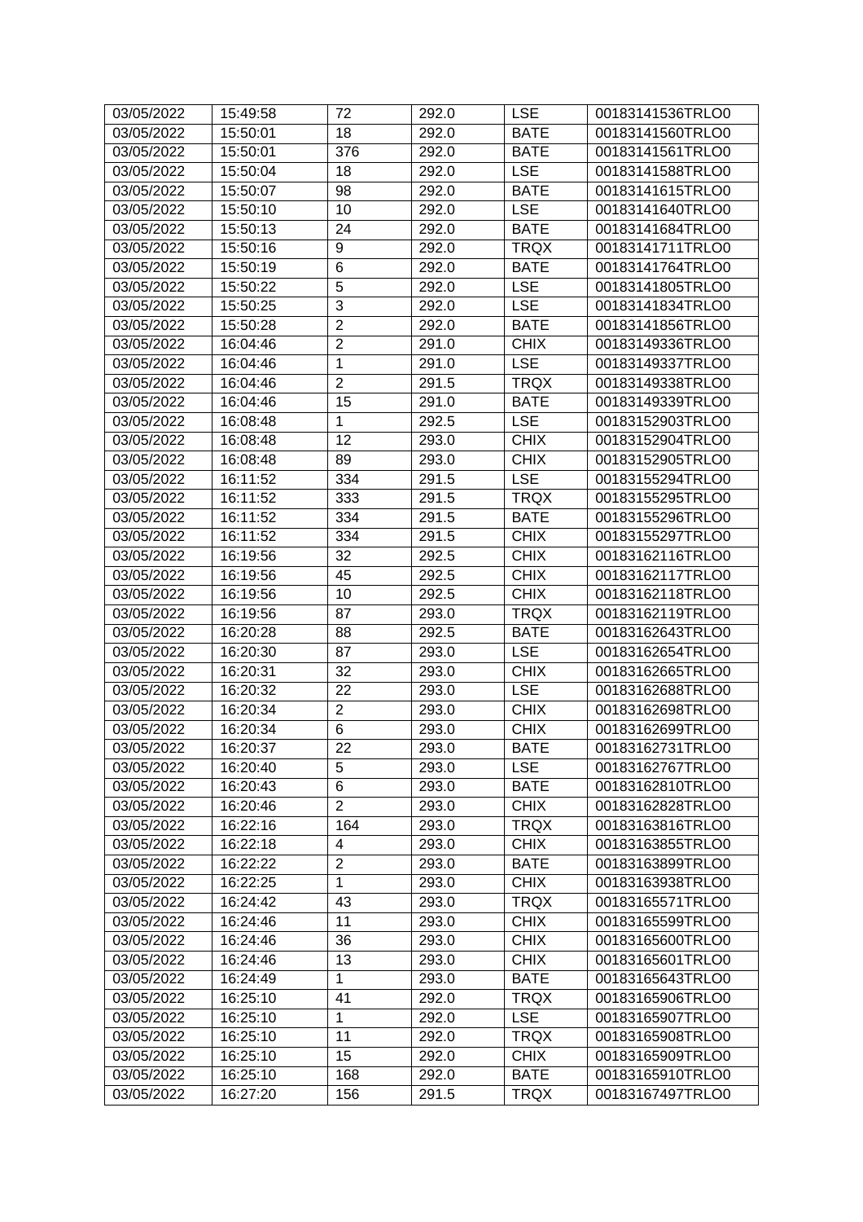| 03/05/2022 | 15:49:58 | 72 | 292.0 | LSE | 00183141536TRLO0 |
|---|---|---|---|---|---|
| 03/05/2022 | 15:50:01 | 18 | 292.0 | BATE | 00183141560TRLO0 |
| 03/05/2022 | 15:50:01 | 376 | 292.0 | BATE | 00183141561TRLO0 |
| 03/05/2022 | 15:50:04 | 18 | 292.0 | LSE | 00183141588TRLO0 |
| 03/05/2022 | 15:50:07 | 98 | 292.0 | BATE | 00183141615TRLO0 |
| 03/05/2022 | 15:50:10 | 10 | 292.0 | LSE | 00183141640TRLO0 |
| 03/05/2022 | 15:50:13 | 24 | 292.0 | BATE | 00183141684TRLO0 |
| 03/05/2022 | 15:50:16 | 9 | 292.0 | TRQX | 00183141711TRLO0 |
| 03/05/2022 | 15:50:19 | 6 | 292.0 | BATE | 00183141764TRLO0 |
| 03/05/2022 | 15:50:22 | 5 | 292.0 | LSE | 00183141805TRLO0 |
| 03/05/2022 | 15:50:25 | 3 | 292.0 | LSE | 00183141834TRLO0 |
| 03/05/2022 | 15:50:28 | 2 | 292.0 | BATE | 00183141856TRLO0 |
| 03/05/2022 | 16:04:46 | 2 | 291.0 | CHIX | 00183149336TRLO0 |
| 03/05/2022 | 16:04:46 | 1 | 291.0 | LSE | 00183149337TRLO0 |
| 03/05/2022 | 16:04:46 | 2 | 291.5 | TRQX | 00183149338TRLO0 |
| 03/05/2022 | 16:04:46 | 15 | 291.0 | BATE | 00183149339TRLO0 |
| 03/05/2022 | 16:08:48 | 1 | 292.5 | LSE | 00183152903TRLO0 |
| 03/05/2022 | 16:08:48 | 12 | 293.0 | CHIX | 00183152904TRLO0 |
| 03/05/2022 | 16:08:48 | 89 | 293.0 | CHIX | 00183152905TRLO0 |
| 03/05/2022 | 16:11:52 | 334 | 291.5 | LSE | 00183155294TRLO0 |
| 03/05/2022 | 16:11:52 | 333 | 291.5 | TRQX | 00183155295TRLO0 |
| 03/05/2022 | 16:11:52 | 334 | 291.5 | BATE | 00183155296TRLO0 |
| 03/05/2022 | 16:11:52 | 334 | 291.5 | CHIX | 00183155297TRLO0 |
| 03/05/2022 | 16:19:56 | 32 | 292.5 | CHIX | 00183162116TRLO0 |
| 03/05/2022 | 16:19:56 | 45 | 292.5 | CHIX | 00183162117TRLO0 |
| 03/05/2022 | 16:19:56 | 10 | 292.5 | CHIX | 00183162118TRLO0 |
| 03/05/2022 | 16:19:56 | 87 | 293.0 | TRQX | 00183162119TRLO0 |
| 03/05/2022 | 16:20:28 | 88 | 292.5 | BATE | 00183162643TRLO0 |
| 03/05/2022 | 16:20:30 | 87 | 293.0 | LSE | 00183162654TRLO0 |
| 03/05/2022 | 16:20:31 | 32 | 293.0 | CHIX | 00183162665TRLO0 |
| 03/05/2022 | 16:20:32 | 22 | 293.0 | LSE | 00183162688TRLO0 |
| 03/05/2022 | 16:20:34 | 2 | 293.0 | CHIX | 00183162698TRLO0 |
| 03/05/2022 | 16:20:34 | 6 | 293.0 | CHIX | 00183162699TRLO0 |
| 03/05/2022 | 16:20:37 | 22 | 293.0 | BATE | 00183162731TRLO0 |
| 03/05/2022 | 16:20:40 | 5 | 293.0 | LSE | 00183162767TRLO0 |
| 03/05/2022 | 16:20:43 | 6 | 293.0 | BATE | 00183162810TRLO0 |
| 03/05/2022 | 16:20:46 | 2 | 293.0 | CHIX | 00183162828TRLO0 |
| 03/05/2022 | 16:22:16 | 164 | 293.0 | TRQX | 00183163816TRLO0 |
| 03/05/2022 | 16:22:18 | 4 | 293.0 | CHIX | 00183163855TRLO0 |
| 03/05/2022 | 16:22:22 | 2 | 293.0 | BATE | 00183163899TRLO0 |
| 03/05/2022 | 16:22:25 | 1 | 293.0 | CHIX | 00183163938TRLO0 |
| 03/05/2022 | 16:24:42 | 43 | 293.0 | TRQX | 00183165571TRLO0 |
| 03/05/2022 | 16:24:46 | 11 | 293.0 | CHIX | 00183165599TRLO0 |
| 03/05/2022 | 16:24:46 | 36 | 293.0 | CHIX | 00183165600TRLO0 |
| 03/05/2022 | 16:24:46 | 13 | 293.0 | CHIX | 00183165601TRLO0 |
| 03/05/2022 | 16:24:49 | 1 | 293.0 | BATE | 00183165643TRLO0 |
| 03/05/2022 | 16:25:10 | 41 | 292.0 | TRQX | 00183165906TRLO0 |
| 03/05/2022 | 16:25:10 | 1 | 292.0 | LSE | 00183165907TRLO0 |
| 03/05/2022 | 16:25:10 | 11 | 292.0 | TRQX | 00183165908TRLO0 |
| 03/05/2022 | 16:25:10 | 15 | 292.0 | CHIX | 00183165909TRLO0 |
| 03/05/2022 | 16:25:10 | 168 | 292.0 | BATE | 00183165910TRLO0 |
| 03/05/2022 | 16:27:20 | 156 | 291.5 | TRQX | 00183167497TRLO0 |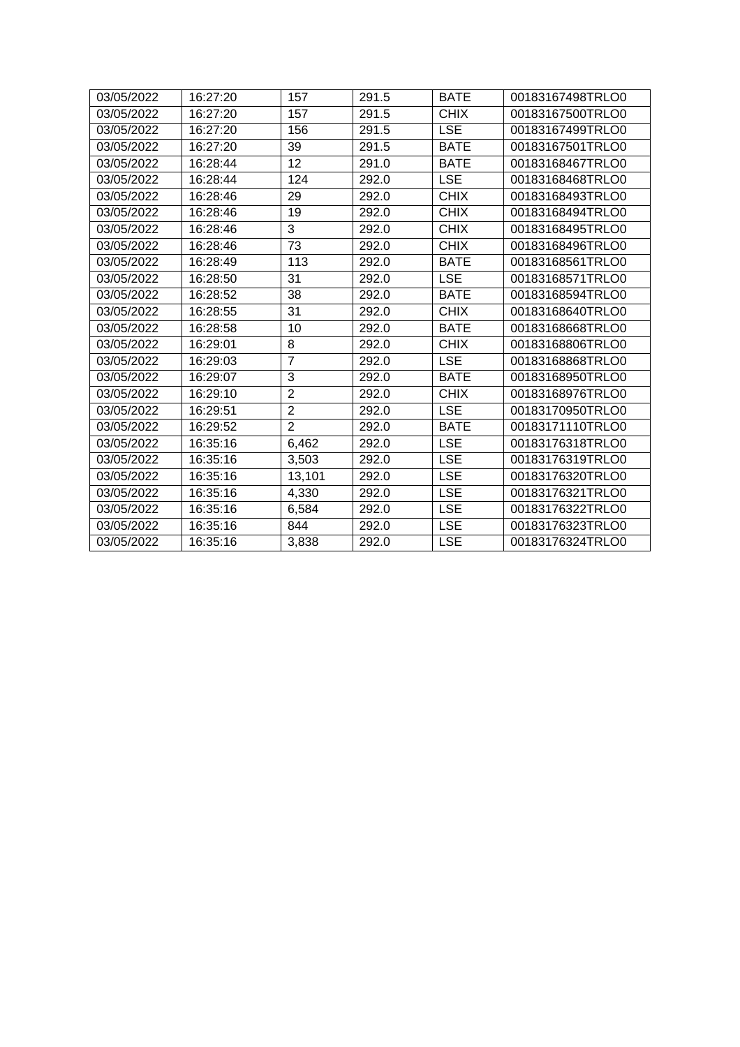| | | | | | |
|---|---|---|---|---|---|
| 03/05/2022 | 16:27:20 | 157 | 291.5 | BATE | 00183167498TRLO0 |
| 03/05/2022 | 16:27:20 | 157 | 291.5 | CHIX | 00183167500TRLO0 |
| 03/05/2022 | 16:27:20 | 156 | 291.5 | LSE | 00183167499TRLO0 |
| 03/05/2022 | 16:27:20 | 39 | 291.5 | BATE | 00183167501TRLO0 |
| 03/05/2022 | 16:28:44 | 12 | 291.0 | BATE | 00183168467TRLO0 |
| 03/05/2022 | 16:28:44 | 124 | 292.0 | LSE | 00183168468TRLO0 |
| 03/05/2022 | 16:28:46 | 29 | 292.0 | CHIX | 00183168493TRLO0 |
| 03/05/2022 | 16:28:46 | 19 | 292.0 | CHIX | 00183168494TRLO0 |
| 03/05/2022 | 16:28:46 | 3 | 292.0 | CHIX | 00183168495TRLO0 |
| 03/05/2022 | 16:28:46 | 73 | 292.0 | CHIX | 00183168496TRLO0 |
| 03/05/2022 | 16:28:49 | 113 | 292.0 | BATE | 00183168561TRLO0 |
| 03/05/2022 | 16:28:50 | 31 | 292.0 | LSE | 00183168571TRLO0 |
| 03/05/2022 | 16:28:52 | 38 | 292.0 | BATE | 00183168594TRLO0 |
| 03/05/2022 | 16:28:55 | 31 | 292.0 | CHIX | 00183168640TRLO0 |
| 03/05/2022 | 16:28:58 | 10 | 292.0 | BATE | 00183168668TRLO0 |
| 03/05/2022 | 16:29:01 | 8 | 292.0 | CHIX | 00183168806TRLO0 |
| 03/05/2022 | 16:29:03 | 7 | 292.0 | LSE | 00183168868TRLO0 |
| 03/05/2022 | 16:29:07 | 3 | 292.0 | BATE | 00183168950TRLO0 |
| 03/05/2022 | 16:29:10 | 2 | 292.0 | CHIX | 00183168976TRLO0 |
| 03/05/2022 | 16:29:51 | 2 | 292.0 | LSE | 00183170950TRLO0 |
| 03/05/2022 | 16:29:52 | 2 | 292.0 | BATE | 00183171110TRLO0 |
| 03/05/2022 | 16:35:16 | 6,462 | 292.0 | LSE | 00183176318TRLO0 |
| 03/05/2022 | 16:35:16 | 3,503 | 292.0 | LSE | 00183176319TRLO0 |
| 03/05/2022 | 16:35:16 | 13,101 | 292.0 | LSE | 00183176320TRLO0 |
| 03/05/2022 | 16:35:16 | 4,330 | 292.0 | LSE | 00183176321TRLO0 |
| 03/05/2022 | 16:35:16 | 6,584 | 292.0 | LSE | 00183176322TRLO0 |
| 03/05/2022 | 16:35:16 | 844 | 292.0 | LSE | 00183176323TRLO0 |
| 03/05/2022 | 16:35:16 | 3,838 | 292.0 | LSE | 00183176324TRLO0 |